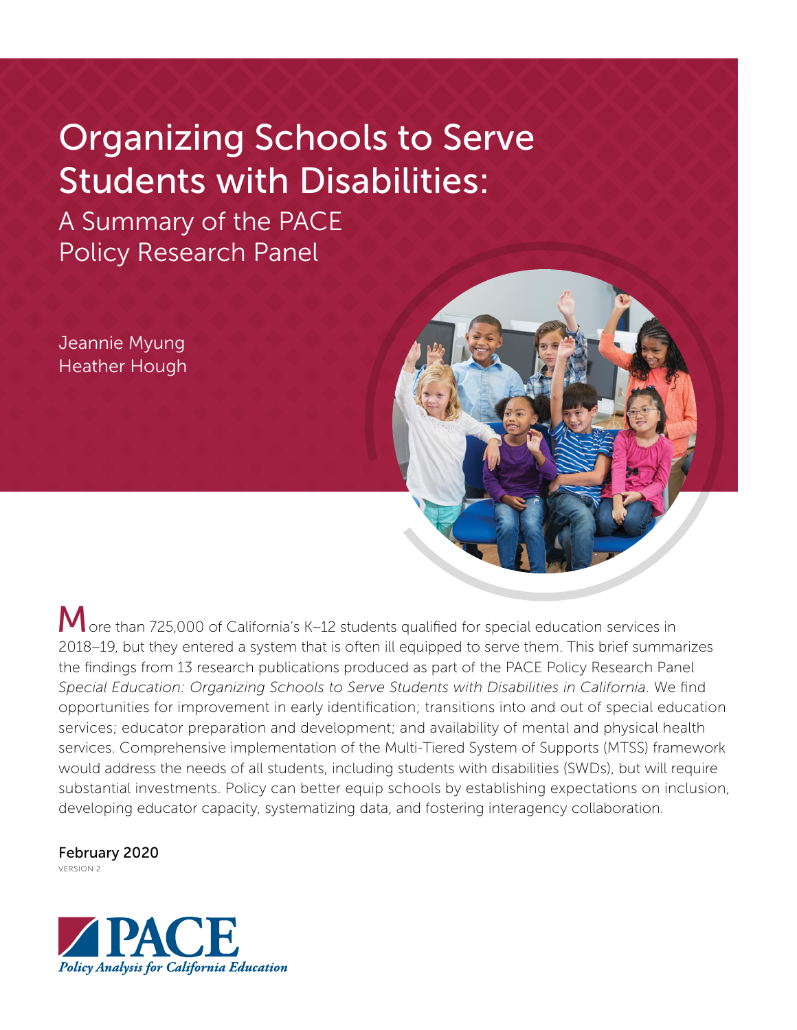# Organizing Schools to Serve Students with Disabilities:

## A Summary of the PACE Policy Research Panel

Jeannie Myung
Heather Hough

More than 725,000 of California's K–12 students qualified for special education services in 2018–19, but they entered a system that is often ill equipped to serve them. This brief summarizes the findings from 13 research publications produced as part of the PACE Policy Research Panel *Special Education: Organizing Schools to Serve Students with Disabilities in California*. We find opportunities for improvement in early identification; transitions into and out of special education services; educator preparation and development; and availability of mental and physical health services. Comprehensive implementation of the Multi-Tiered System of Supports (MTSS) framework would address the needs of all students, including students with disabilities (SWDs), but will require substantial investments. Policy can better equip schools by establishing expectations on inclusion, developing educator capacity, systematizing data, and fostering interagency collaboration.

February 2020
VERSION 2

PACE
*Policy Analysis for California Education*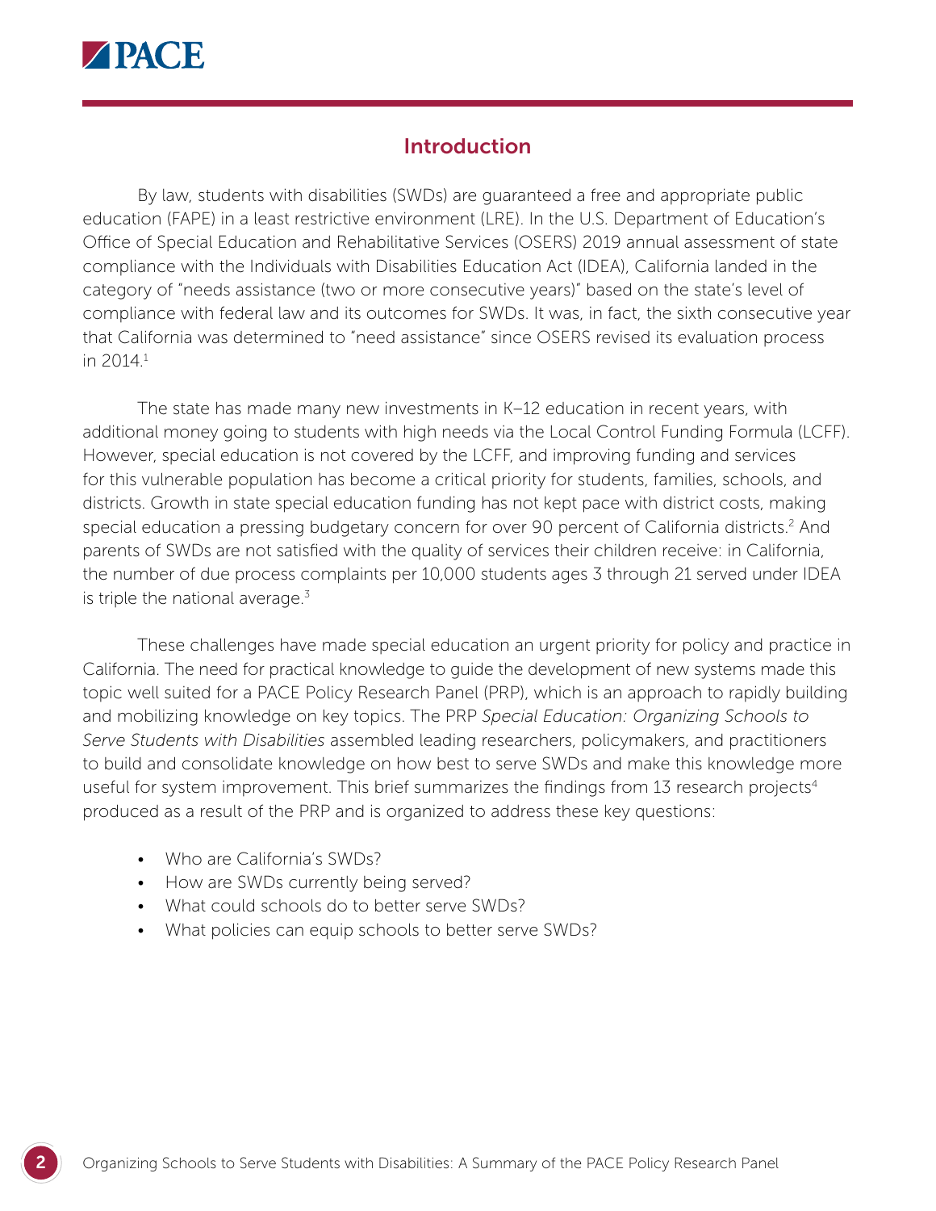## Introduction

By law, students with disabilities (SWDs) are guaranteed a free and appropriate public education (FAPE) in a least restrictive environment (LRE). In the U.S. Department of Education's Office of Special Education and Rehabilitative Services (OSERS) 2019 annual assessment of state compliance with the Individuals with Disabilities Education Act (IDEA), California landed in the category of "needs assistance (two or more consecutive years)" based on the state's level of compliance with federal law and its outcomes for SWDs. It was, in fact, the sixth consecutive year that California was determined to "need assistance" since OSERS revised its evaluation process in 2014.[1]

The state has made many new investments in K–12 education in recent years, with additional money going to students with high needs via the Local Control Funding Formula (LCFF). However, special education is not covered by the LCFF, and improving funding and services for this vulnerable population has become a critical priority for students, families, schools, and districts. Growth in state special education funding has not kept pace with district costs, making special education a pressing budgetary concern for over 90 percent of California districts.[2] And parents of SWDs are not satisfied with the quality of services their children receive: in California, the number of due process complaints per 10,000 students ages 3 through 21 served under IDEA is triple the national average.[3]

These challenges have made special education an urgent priority for policy and practice in California. The need for practical knowledge to guide the development of new systems made this topic well suited for a PACE Policy Research Panel (PRP), which is an approach to rapidly building and mobilizing knowledge on key topics. The PRP *Special Education: Organizing Schools to Serve Students with Disabilities* assembled leading researchers, policymakers, and practitioners to build and consolidate knowledge on how best to serve SWDs and make this knowledge more useful for system improvement. This brief summarizes the findings from 13 research projects[4] produced as a result of the PRP and is organized to address these key questions:

- Who are California's SWDs?
- How are SWDs currently being served?
- What could schools do to better serve SWDs?
- What policies can equip schools to better serve SWDs?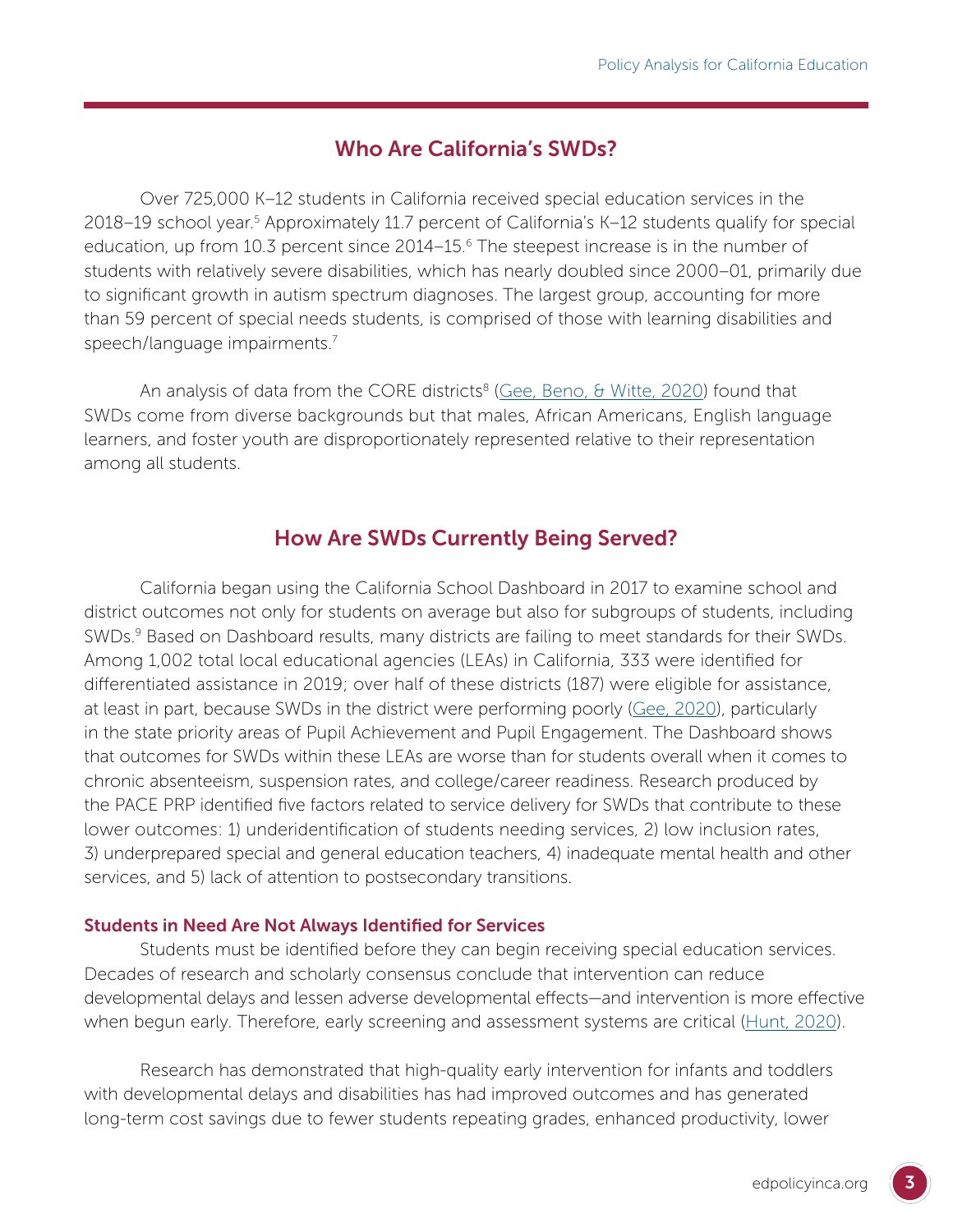## Who Are California's SWDs?

Over 725,000 K–12 students in California received special education services in the 2018–19 school year.[5] Approximately 11.7 percent of California's K–12 students qualify for special education, up from 10.3 percent since 2014–15.[6] The steepest increase is in the number of students with relatively severe disabilities, which has nearly doubled since 2000–01, primarily due to significant growth in autism spectrum diagnoses. The largest group, accounting for more than 59 percent of special needs students, is comprised of those with learning disabilities and speech/language impairments.[7]

An analysis of data from the CORE districts[8] (Gee, Beno, & Witte, 2020) found that SWDs come from diverse backgrounds but that males, African Americans, English language learners, and foster youth are disproportionately represented relative to their representation among all students.

## How Are SWDs Currently Being Served?

California began using the California School Dashboard in 2017 to examine school and district outcomes not only for students on average but also for subgroups of students, including SWDs.[9] Based on Dashboard results, many districts are failing to meet standards for their SWDs. Among 1,002 total local educational agencies (LEAs) in California, 333 were identified for differentiated assistance in 2019; over half of these districts (187) were eligible for assistance, at least in part, because SWDs in the district were performing poorly (Gee, 2020), particularly in the state priority areas of Pupil Achievement and Pupil Engagement. The Dashboard shows that outcomes for SWDs within these LEAs are worse than for students overall when it comes to chronic absenteeism, suspension rates, and college/career readiness. Research produced by the PACE PRP identified five factors related to service delivery for SWDs that contribute to these lower outcomes: 1) underidentification of students needing services, 2) low inclusion rates, 3) underprepared special and general education teachers, 4) inadequate mental health and other services, and 5) lack of attention to postsecondary transitions.

### Students in Need Are Not Always Identified for Services

Students must be identified before they can begin receiving special education services. Decades of research and scholarly consensus conclude that intervention can reduce developmental delays and lessen adverse developmental effects—and intervention is more effective when begun early. Therefore, early screening and assessment systems are critical (Hunt, 2020).

Research has demonstrated that high-quality early intervention for infants and toddlers with developmental delays and disabilities has had improved outcomes and has generated long-term cost savings due to fewer students repeating grades, enhanced productivity, lower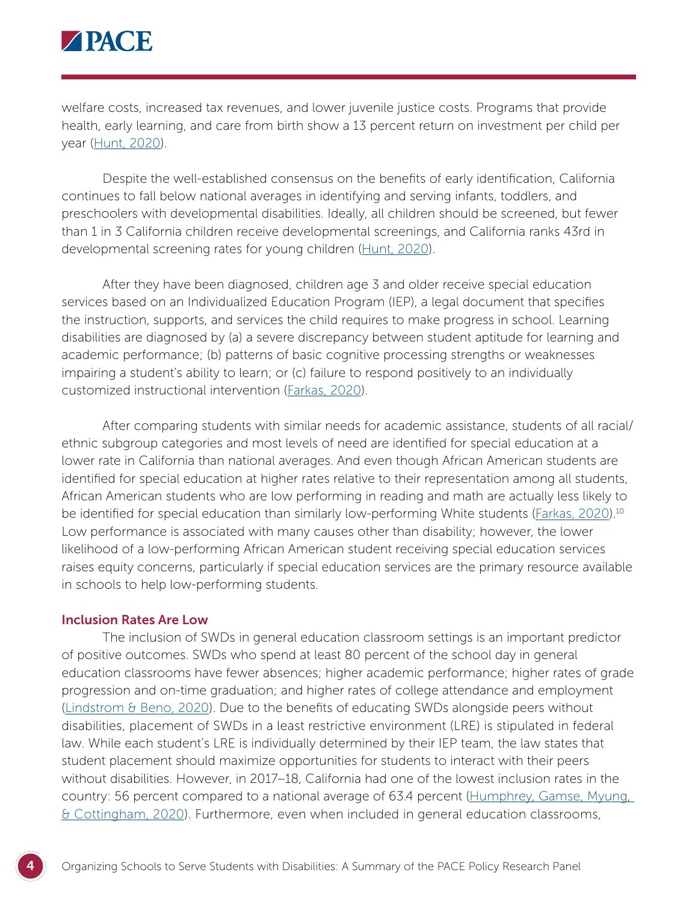welfare costs, increased tax revenues, and lower juvenile justice costs. Programs that provide health, early learning, and care from birth show a 13 percent return on investment per child per year (Hunt, 2020).

Despite the well-established consensus on the benefits of early identification, California continues to fall below national averages in identifying and serving infants, toddlers, and preschoolers with developmental disabilities. Ideally, all children should be screened, but fewer than 1 in 3 California children receive developmental screenings, and California ranks 43rd in developmental screening rates for young children (Hunt, 2020).

After they have been diagnosed, children age 3 and older receive special education services based on an Individualized Education Program (IEP), a legal document that specifies the instruction, supports, and services the child requires to make progress in school. Learning disabilities are diagnosed by (a) a severe discrepancy between student aptitude for learning and academic performance; (b) patterns of basic cognitive processing strengths or weaknesses impairing a student's ability to learn; or (c) failure to respond positively to an individually customized instructional intervention (Farkas, 2020).

After comparing students with similar needs for academic assistance, students of all racial/ethnic subgroup categories and most levels of need are identified for special education at a lower rate in California than national averages. And even though African American students are identified for special education at higher rates relative to their representation among all students, African American students who are low performing in reading and math are actually less likely to be identified for special education than similarly low-performing White students (Farkas, 2020).[10] Low performance is associated with many causes other than disability; however, the lower likelihood of a low-performing African American student receiving special education services raises equity concerns, particularly if special education services are the primary resource available in schools to help low-performing students.

### Inclusion Rates Are Low

The inclusion of SWDs in general education classroom settings is an important predictor of positive outcomes. SWDs who spend at least 80 percent of the school day in general education classrooms have fewer absences; higher academic performance; higher rates of grade progression and on-time graduation; and higher rates of college attendance and employment (Lindstrom & Beno, 2020). Due to the benefits of educating SWDs alongside peers without disabilities, placement of SWDs in a least restrictive environment (LRE) is stipulated in federal law. While each student's LRE is individually determined by their IEP team, the law states that student placement should maximize opportunities for students to interact with their peers without disabilities. However, in 2017–18, California had one of the lowest inclusion rates in the country: 56 percent compared to a national average of 63.4 percent (Humphrey, Gamse, Myung, & Cottingham, 2020). Furthermore, even when included in general education classrooms,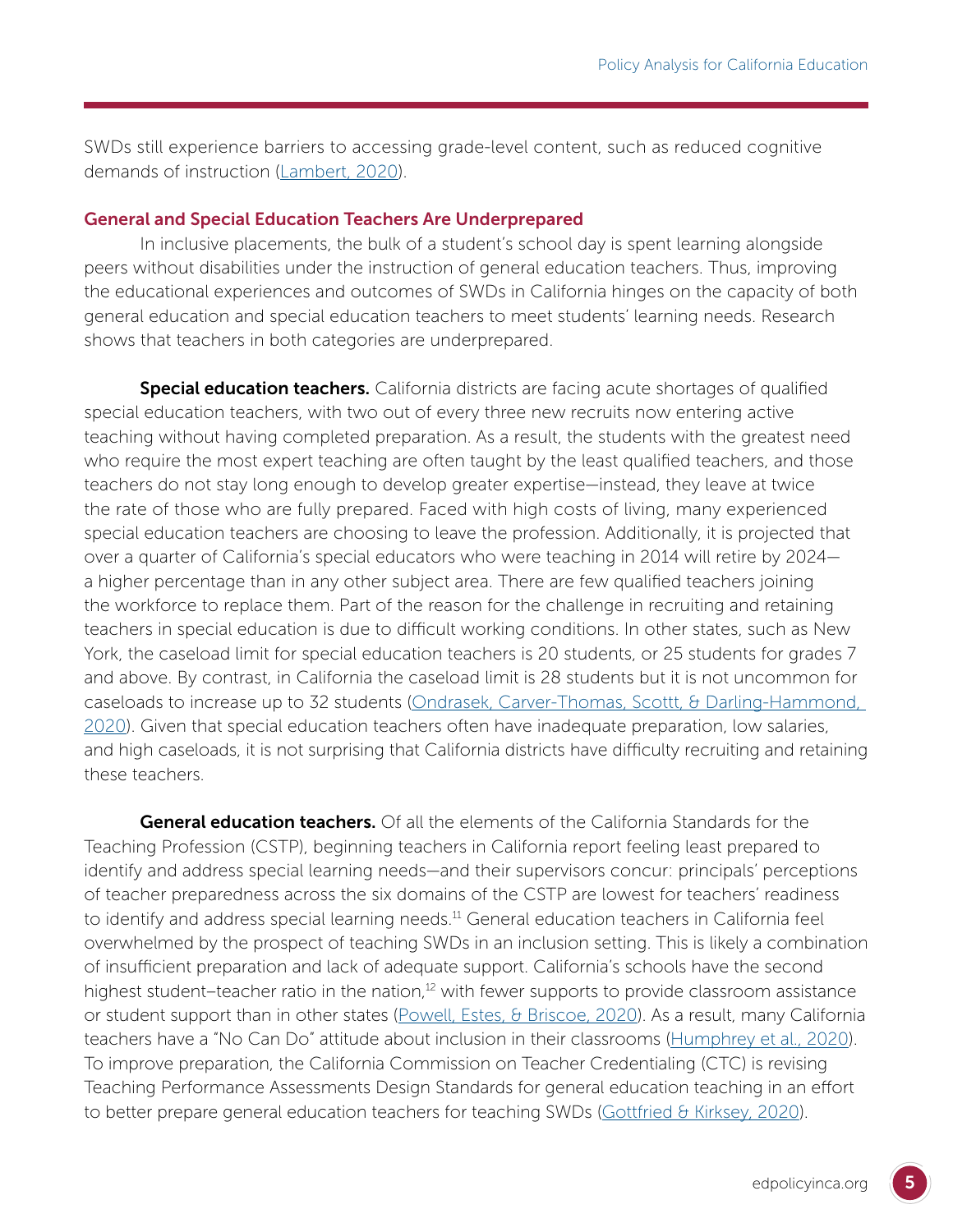SWDs still experience barriers to accessing grade-level content, such as reduced cognitive demands of instruction (Lambert, 2020).

### General and Special Education Teachers Are Underprepared

In inclusive placements, the bulk of a student's school day is spent learning alongside peers without disabilities under the instruction of general education teachers. Thus, improving the educational experiences and outcomes of SWDs in California hinges on the capacity of both general education and special education teachers to meet students' learning needs. Research shows that teachers in both categories are underprepared.

**Special education teachers.** California districts are facing acute shortages of qualified special education teachers, with two out of every three new recruits now entering active teaching without having completed preparation. As a result, the students with the greatest need who require the most expert teaching are often taught by the least qualified teachers, and those teachers do not stay long enough to develop greater expertise—instead, they leave at twice the rate of those who are fully prepared. Faced with high costs of living, many experienced special education teachers are choosing to leave the profession. Additionally, it is projected that over a quarter of California's special educators who were teaching in 2014 will retire by 2024—a higher percentage than in any other subject area. There are few qualified teachers joining the workforce to replace them. Part of the reason for the challenge in recruiting and retaining teachers in special education is due to difficult working conditions. In other states, such as New York, the caseload limit for special education teachers is 20 students, or 25 students for grades 7 and above. By contrast, in California the caseload limit is 28 students but it is not uncommon for caseloads to increase up to 32 students (Ondrasek, Carver-Thomas, Scottt, & Darling-Hammond, 2020). Given that special education teachers often have inadequate preparation, low salaries, and high caseloads, it is not surprising that California districts have difficulty recruiting and retaining these teachers.

**General education teachers.** Of all the elements of the California Standards for the Teaching Profession (CSTP), beginning teachers in California report feeling least prepared to identify and address special learning needs—and their supervisors concur: principals' perceptions of teacher preparedness across the six domains of the CSTP are lowest for teachers' readiness to identify and address special learning needs.[11] General education teachers in California feel overwhelmed by the prospect of teaching SWDs in an inclusion setting. This is likely a combination of insufficient preparation and lack of adequate support. California's schools have the second highest student–teacher ratio in the nation,[12] with fewer supports to provide classroom assistance or student support than in other states (Powell, Estes, & Briscoe, 2020). As a result, many California teachers have a "No Can Do" attitude about inclusion in their classrooms (Humphrey et al., 2020). To improve preparation, the California Commission on Teacher Credentialing (CTC) is revising Teaching Performance Assessments Design Standards for general education teaching in an effort to better prepare general education teachers for teaching SWDs (Gottfried & Kirksey, 2020).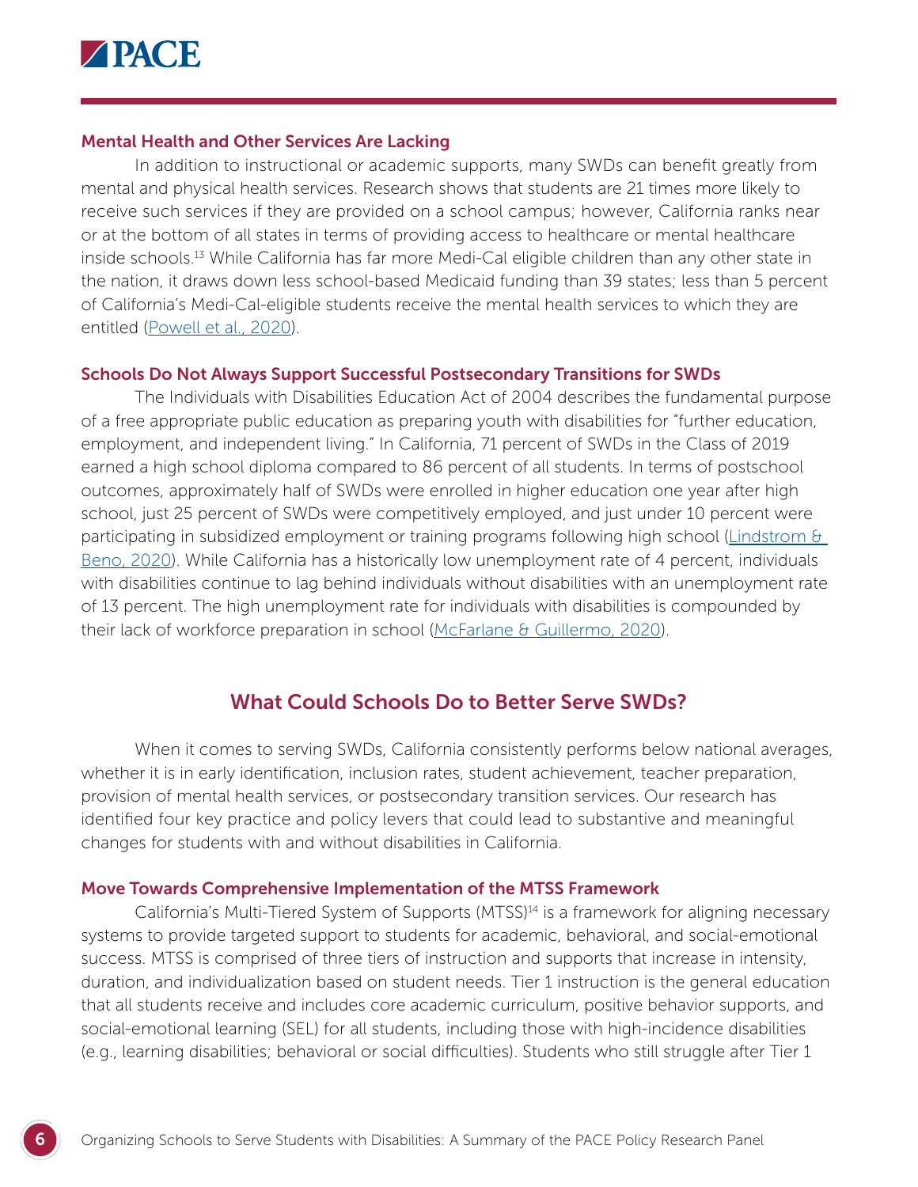### Mental Health and Other Services Are Lacking

In addition to instructional or academic supports, many SWDs can benefit greatly from mental and physical health services. Research shows that students are 21 times more likely to receive such services if they are provided on a school campus; however, California ranks near or at the bottom of all states in terms of providing access to healthcare or mental healthcare inside schools.[13] While California has far more Medi-Cal eligible children than any other state in the nation, it draws down less school-based Medicaid funding than 39 states; less than 5 percent of California's Medi-Cal-eligible students receive the mental health services to which they are entitled (Powell et al., 2020).

### Schools Do Not Always Support Successful Postsecondary Transitions for SWDs

The Individuals with Disabilities Education Act of 2004 describes the fundamental purpose of a free appropriate public education as preparing youth with disabilities for "further education, employment, and independent living." In California, 71 percent of SWDs in the Class of 2019 earned a high school diploma compared to 86 percent of all students. In terms of postschool outcomes, approximately half of SWDs were enrolled in higher education one year after high school, just 25 percent of SWDs were competitively employed, and just under 10 percent were participating in subsidized employment or training programs following high school (Lindstrom & Beno, 2020). While California has a historically low unemployment rate of 4 percent, individuals with disabilities continue to lag behind individuals without disabilities with an unemployment rate of 13 percent. The high unemployment rate for individuals with disabilities is compounded by their lack of workforce preparation in school (McFarlane & Guillermo, 2020).

## What Could Schools Do to Better Serve SWDs?

When it comes to serving SWDs, California consistently performs below national averages, whether it is in early identification, inclusion rates, student achievement, teacher preparation, provision of mental health services, or postsecondary transition services. Our research has identified four key practice and policy levers that could lead to substantive and meaningful changes for students with and without disabilities in California.

### Move Towards Comprehensive Implementation of the MTSS Framework

California's Multi-Tiered System of Supports (MTSS)[14] is a framework for aligning necessary systems to provide targeted support to students for academic, behavioral, and social-emotional success. MTSS is comprised of three tiers of instruction and supports that increase in intensity, duration, and individualization based on student needs. Tier 1 instruction is the general education that all students receive and includes core academic curriculum, positive behavior supports, and social-emotional learning (SEL) for all students, including those with high-incidence disabilities (e.g., learning disabilities; behavioral or social difficulties). Students who still struggle after Tier 1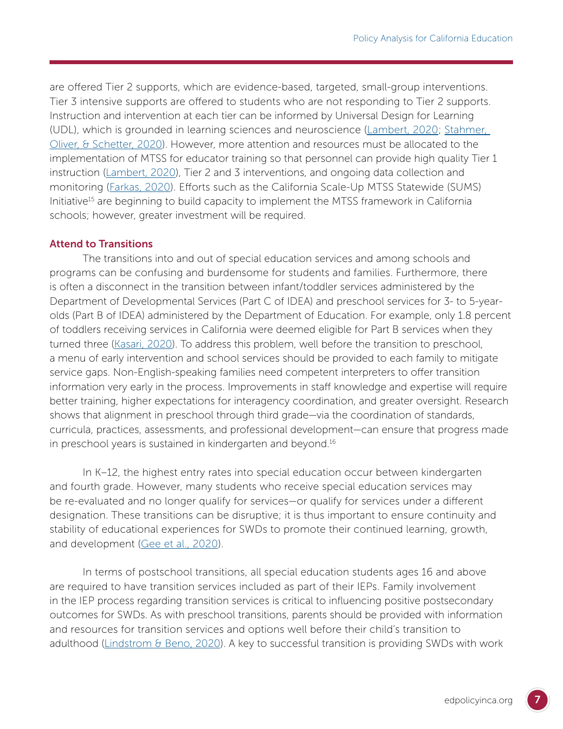are offered Tier 2 supports, which are evidence-based, targeted, small-group interventions. Tier 3 intensive supports are offered to students who are not responding to Tier 2 supports. Instruction and intervention at each tier can be informed by Universal Design for Learning (UDL), which is grounded in learning sciences and neuroscience (Lambert, 2020; Stahmer, Oliver, & Schetter, 2020). However, more attention and resources must be allocated to the implementation of MTSS for educator training so that personnel can provide high quality Tier 1 instruction (Lambert, 2020), Tier 2 and 3 interventions, and ongoing data collection and monitoring (Farkas, 2020). Efforts such as the California Scale-Up MTSS Statewide (SUMS) Initiative[15] are beginning to build capacity to implement the MTSS framework in California schools; however, greater investment will be required.

### Attend to Transitions

The transitions into and out of special education services and among schools and programs can be confusing and burdensome for students and families. Furthermore, there is often a disconnect in the transition between infant/toddler services administered by the Department of Developmental Services (Part C of IDEA) and preschool services for 3- to 5-year-olds (Part B of IDEA) administered by the Department of Education. For example, only 1.8 percent of toddlers receiving services in California were deemed eligible for Part B services when they turned three (Kasari, 2020). To address this problem, well before the transition to preschool, a menu of early intervention and school services should be provided to each family to mitigate service gaps. Non-English-speaking families need competent interpreters to offer transition information very early in the process. Improvements in staff knowledge and expertise will require better training, higher expectations for interagency coordination, and greater oversight. Research shows that alignment in preschool through third grade—via the coordination of standards, curricula, practices, assessments, and professional development—can ensure that progress made in preschool years is sustained in kindergarten and beyond.[16]

In K–12, the highest entry rates into special education occur between kindergarten and fourth grade. However, many students who receive special education services may be re-evaluated and no longer qualify for services—or qualify for services under a different designation. These transitions can be disruptive; it is thus important to ensure continuity and stability of educational experiences for SWDs to promote their continued learning, growth, and development (Gee et al., 2020).

In terms of postschool transitions, all special education students ages 16 and above are required to have transition services included as part of their IEPs. Family involvement in the IEP process regarding transition services is critical to influencing positive postsecondary outcomes for SWDs. As with preschool transitions, parents should be provided with information and resources for transition services and options well before their child's transition to adulthood (Lindstrom & Beno, 2020). A key to successful transition is providing SWDs with work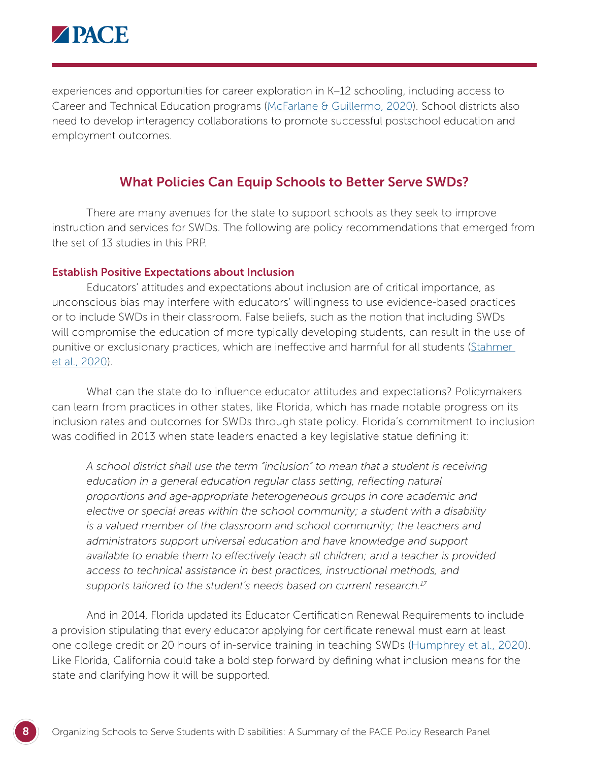experiences and opportunities for career exploration in K–12 schooling, including access to Career and Technical Education programs (McFarlane & Guillermo, 2020). School districts also need to develop interagency collaborations to promote successful postschool education and employment outcomes.

## What Policies Can Equip Schools to Better Serve SWDs?

There are many avenues for the state to support schools as they seek to improve instruction and services for SWDs. The following are policy recommendations that emerged from the set of 13 studies in this PRP.

### Establish Positive Expectations about Inclusion

Educators' attitudes and expectations about inclusion are of critical importance, as unconscious bias may interfere with educators' willingness to use evidence-based practices or to include SWDs in their classroom. False beliefs, such as the notion that including SWDs will compromise the education of more typically developing students, can result in the use of punitive or exclusionary practices, which are ineffective and harmful for all students (Stahmer et al., 2020).

What can the state do to influence educator attitudes and expectations? Policymakers can learn from practices in other states, like Florida, which has made notable progress on its inclusion rates and outcomes for SWDs through state policy. Florida's commitment to inclusion was codified in 2013 when state leaders enacted a key legislative statue defining it:

> *A school district shall use the term "inclusion" to mean that a student is receiving education in a general education regular class setting, reflecting natural proportions and age-appropriate heterogeneous groups in core academic and elective or special areas within the school community; a student with a disability is a valued member of the classroom and school community; the teachers and administrators support universal education and have knowledge and support available to enable them to effectively teach all children; and a teacher is provided access to technical assistance in best practices, instructional methods, and supports tailored to the student's needs based on current research.*[17]

And in 2014, Florida updated its Educator Certification Renewal Requirements to include a provision stipulating that every educator applying for certificate renewal must earn at least one college credit or 20 hours of in-service training in teaching SWDs (Humphrey et al., 2020). Like Florida, California could take a bold step forward by defining what inclusion means for the state and clarifying how it will be supported.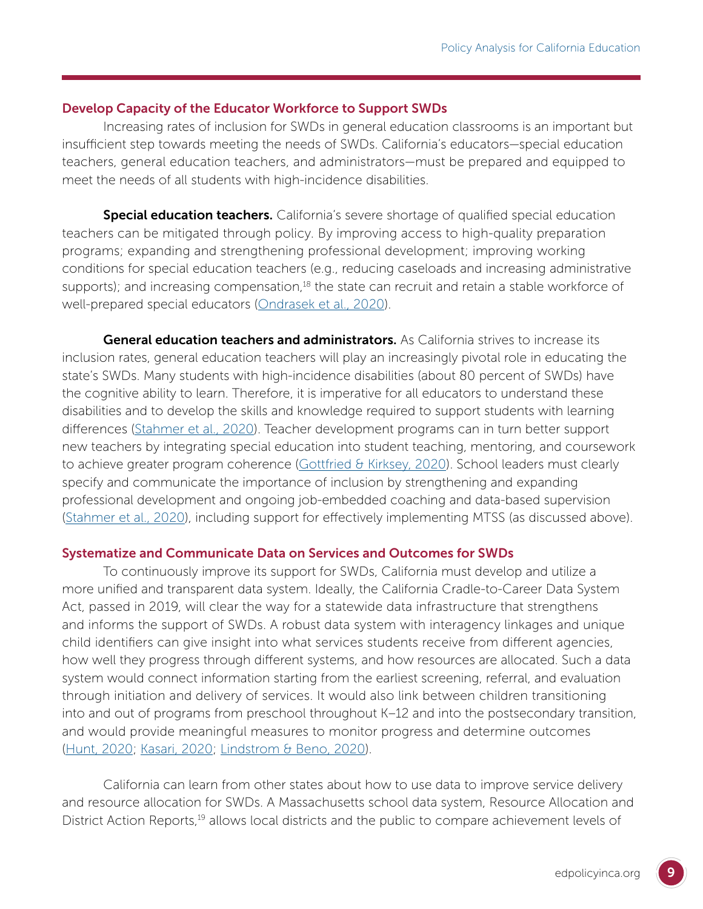### Develop Capacity of the Educator Workforce to Support SWDs

Increasing rates of inclusion for SWDs in general education classrooms is an important but insufficient step towards meeting the needs of SWDs. California's educators—special education teachers, general education teachers, and administrators—must be prepared and equipped to meet the needs of all students with high-incidence disabilities.

**Special education teachers.** California's severe shortage of qualified special education teachers can be mitigated through policy. By improving access to high-quality preparation programs; expanding and strengthening professional development; improving working conditions for special education teachers (e.g., reducing caseloads and increasing administrative supports); and increasing compensation,[18] the state can recruit and retain a stable workforce of well-prepared special educators (Ondrasek et al., 2020).

**General education teachers and administrators.** As California strives to increase its inclusion rates, general education teachers will play an increasingly pivotal role in educating the state's SWDs. Many students with high-incidence disabilities (about 80 percent of SWDs) have the cognitive ability to learn. Therefore, it is imperative for all educators to understand these disabilities and to develop the skills and knowledge required to support students with learning differences (Stahmer et al., 2020). Teacher development programs can in turn better support new teachers by integrating special education into student teaching, mentoring, and coursework to achieve greater program coherence (Gottfried & Kirksey, 2020). School leaders must clearly specify and communicate the importance of inclusion by strengthening and expanding professional development and ongoing job-embedded coaching and data-based supervision (Stahmer et al., 2020), including support for effectively implementing MTSS (as discussed above).

### Systematize and Communicate Data on Services and Outcomes for SWDs

To continuously improve its support for SWDs, California must develop and utilize a more unified and transparent data system. Ideally, the California Cradle-to-Career Data System Act, passed in 2019, will clear the way for a statewide data infrastructure that strengthens and informs the support of SWDs. A robust data system with interagency linkages and unique child identifiers can give insight into what services students receive from different agencies, how well they progress through different systems, and how resources are allocated. Such a data system would connect information starting from the earliest screening, referral, and evaluation through initiation and delivery of services. It would also link between children transitioning into and out of programs from preschool throughout K–12 and into the postsecondary transition, and would provide meaningful measures to monitor progress and determine outcomes (Hunt, 2020; Kasari, 2020; Lindstrom & Beno, 2020).

California can learn from other states about how to use data to improve service delivery and resource allocation for SWDs. A Massachusetts school data system, Resource Allocation and District Action Reports,[19] allows local districts and the public to compare achievement levels of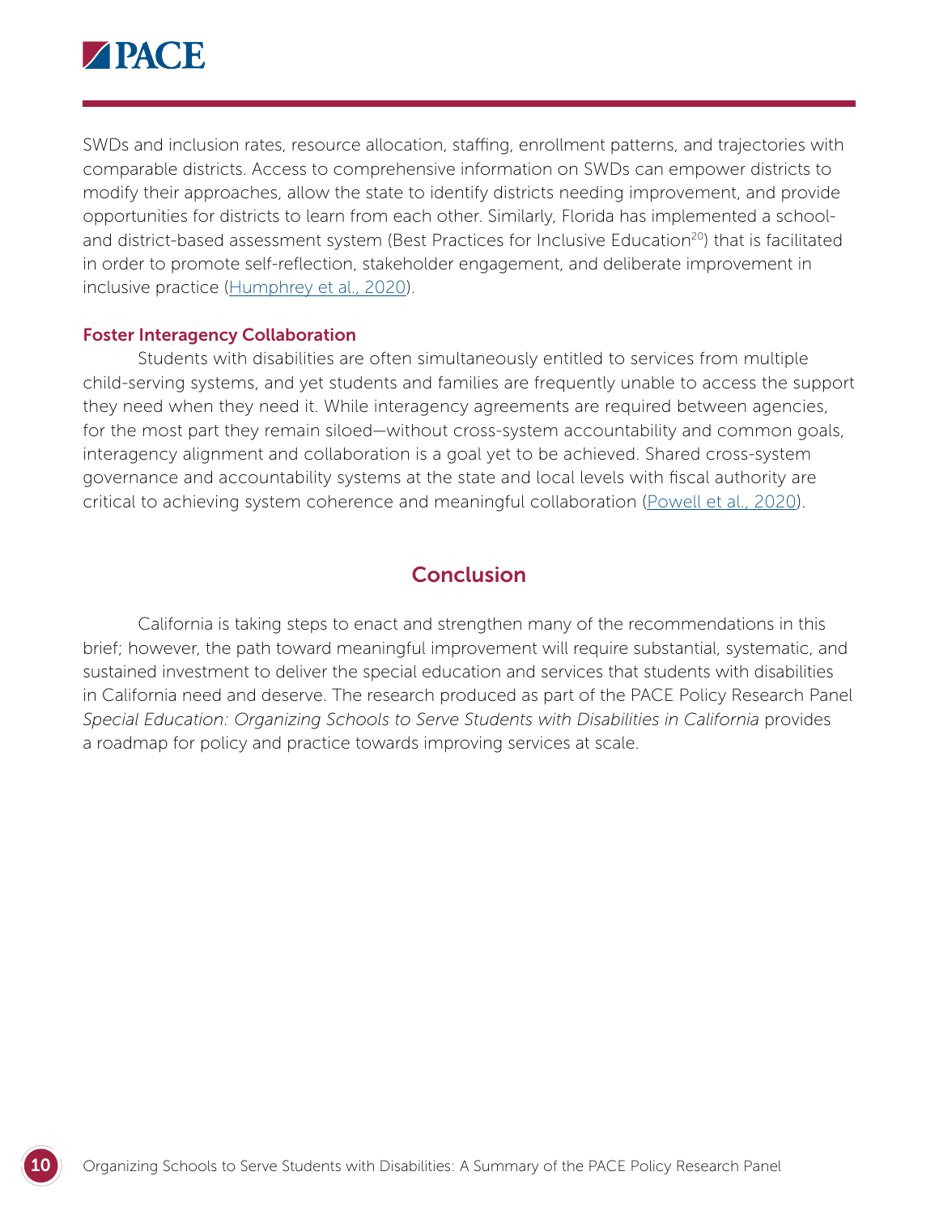SWDs and inclusion rates, resource allocation, staffing, enrollment patterns, and trajectories with comparable districts. Access to comprehensive information on SWDs can empower districts to modify their approaches, allow the state to identify districts needing improvement, and provide opportunities for districts to learn from each other. Similarly, Florida has implemented a school- and district-based assessment system (Best Practices for Inclusive Education[20]) that is facilitated in order to promote self-reflection, stakeholder engagement, and deliberate improvement in inclusive practice (Humphrey et al., 2020).

### Foster Interagency Collaboration

Students with disabilities are often simultaneously entitled to services from multiple child-serving systems, and yet students and families are frequently unable to access the support they need when they need it. While interagency agreements are required between agencies, for the most part they remain siloed—without cross-system accountability and common goals, interagency alignment and collaboration is a goal yet to be achieved. Shared cross-system governance and accountability systems at the state and local levels with fiscal authority are critical to achieving system coherence and meaningful collaboration (Powell et al., 2020).

## Conclusion

California is taking steps to enact and strengthen many of the recommendations in this brief; however, the path toward meaningful improvement will require substantial, systematic, and sustained investment to deliver the special education and services that students with disabilities in California need and deserve. The research produced as part of the PACE Policy Research Panel *Special Education: Organizing Schools to Serve Students with Disabilities in California* provides a roadmap for policy and practice towards improving services at scale.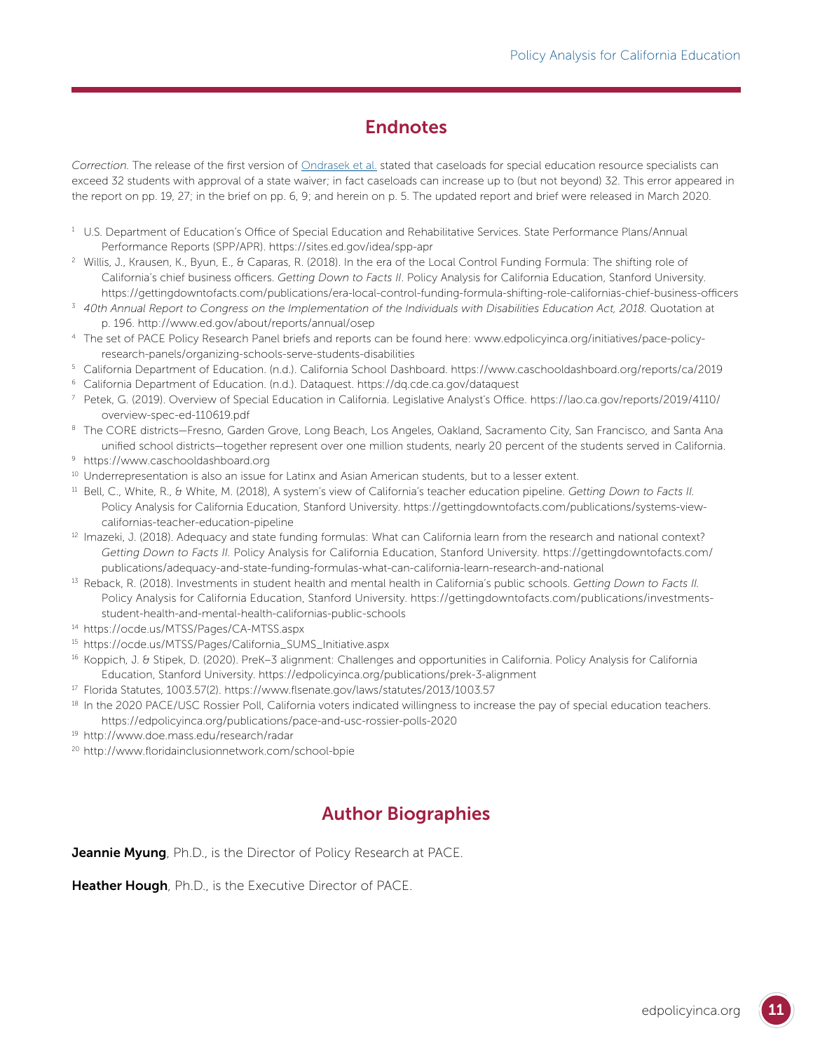## Endnotes

*Correction.* The release of the first version of Ondrasek et al. stated that caseloads for special education resource specialists can exceed 32 students with approval of a state waiver; in fact caseloads can increase up to (but not beyond) 32. This error appeared in the report on pp. 19, 27; in the brief on pp. 6, 9; and herein on p. 5. The updated report and brief were released in March 2020.

[1] U.S. Department of Education's Office of Special Education and Rehabilitative Services. State Performance Plans/Annual Performance Reports (SPP/APR). https://sites.ed.gov/idea/spp-apr

[2] Willis, J., Krausen, K., Byun, E., & Caparas, R. (2018). In the era of the Local Control Funding Formula: The shifting role of California's chief business officers. *Getting Down to Facts II*. Policy Analysis for California Education, Stanford University. https://gettingdowntofacts.com/publications/era-local-control-funding-formula-shifting-role-californias-chief-business-officers

[3] *40th Annual Report to Congress on the Implementation of the Individuals with Disabilities Education Act, 2018*. Quotation at p. 196. http://www.ed.gov/about/reports/annual/osep

[4] The set of PACE Policy Research Panel briefs and reports can be found here: www.edpolicyinca.org/initiatives/pace-policy-research-panels/organizing-schools-serve-students-disabilities

[5] California Department of Education. (n.d.). California School Dashboard. https://www.caschooldashboard.org/reports/ca/2019

[6] California Department of Education. (n.d.). Dataquest. https://dq.cde.ca.gov/dataquest

[7] Petek, G. (2019). Overview of Special Education in California. Legislative Analyst's Office. https://lao.ca.gov/reports/2019/4110/overview-spec-ed-110619.pdf

[8] The CORE districts—Fresno, Garden Grove, Long Beach, Los Angeles, Oakland, Sacramento City, San Francisco, and Santa Ana unified school districts—together represent over one million students, nearly 20 percent of the students served in California.

[9] https://www.caschooldashboard.org

[10] Underrepresentation is also an issue for Latinx and Asian American students, but to a lesser extent.

[11] Bell, C., White, R., & White, M. (2018), A system's view of California's teacher education pipeline. *Getting Down to Facts II.* Policy Analysis for California Education, Stanford University. https://gettingdowntofacts.com/publications/systems-view-californias-teacher-education-pipeline

[12] Imazeki, J. (2018). Adequacy and state funding formulas: What can California learn from the research and national context? *Getting Down to Facts II.* Policy Analysis for California Education, Stanford University. https://gettingdowntofacts.com/publications/adequacy-and-state-funding-formulas-what-can-california-learn-research-and-national

[13] Reback, R. (2018). Investments in student health and mental health in California's public schools. *Getting Down to Facts II.* Policy Analysis for California Education, Stanford University. https://gettingdowntofacts.com/publications/investments-student-health-and-mental-health-californias-public-schools

[14] https://ocde.us/MTSS/Pages/CA-MTSS.aspx

[15] https://ocde.us/MTSS/Pages/California_SUMS_Initiative.aspx

[16] Koppich, J. & Stipek, D. (2020). PreK–3 alignment: Challenges and opportunities in California. Policy Analysis for California Education, Stanford University. https://edpolicyinca.org/publications/prek-3-alignment

[17] Florida Statutes, 1003.57(2). https://www.flsenate.gov/laws/statutes/2013/1003.57

[18] In the 2020 PACE/USC Rossier Poll, California voters indicated willingness to increase the pay of special education teachers. https://edpolicyinca.org/publications/pace-and-usc-rossier-polls-2020

[19] http://www.doe.mass.edu/research/radar

[20] http://www.floridainclusionnetwork.com/school-bpie

## Author Biographies

**Jeannie Myung**, Ph.D., is the Director of Policy Research at PACE.

**Heather Hough**, Ph.D., is the Executive Director of PACE.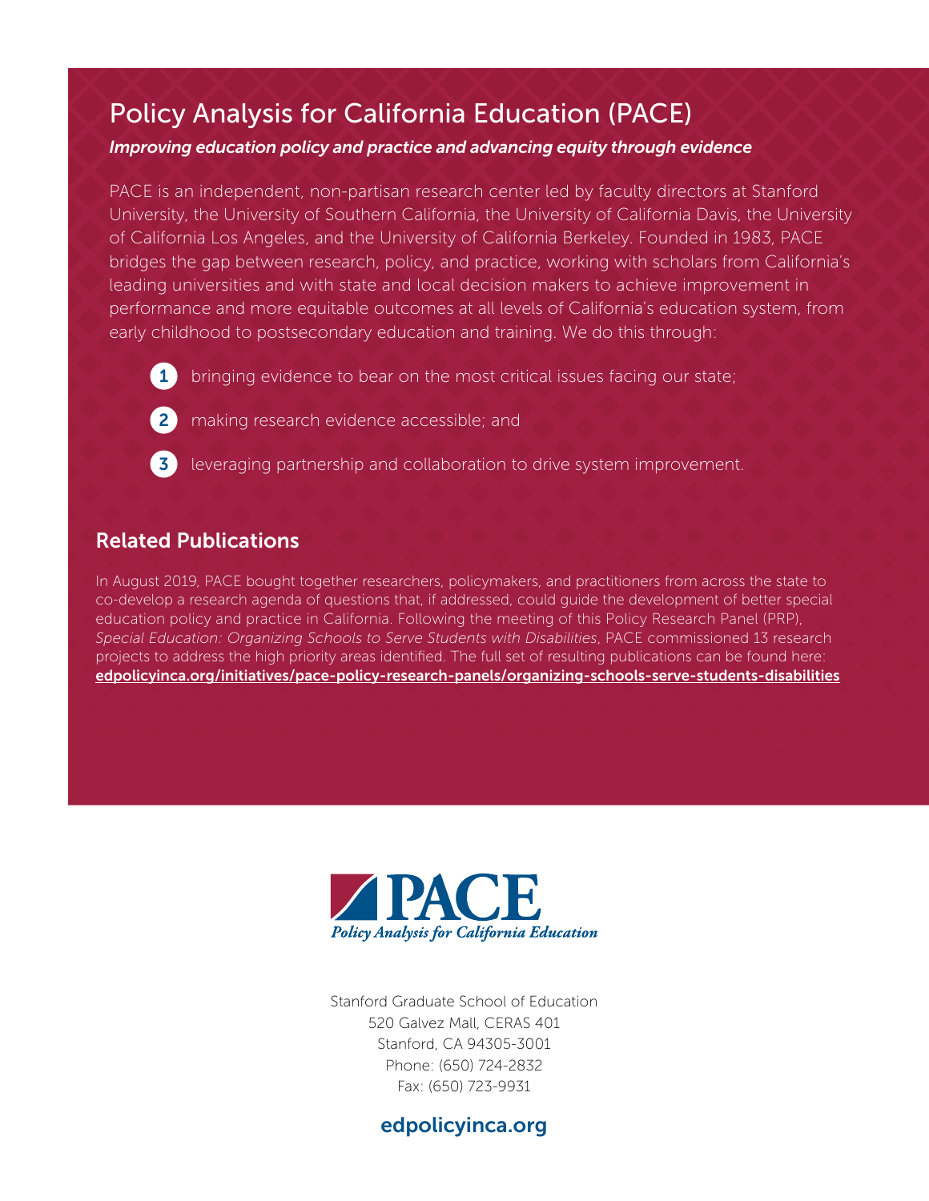# Policy Analysis for California Education (PACE)

***Improving education policy and practice and advancing equity through evidence***

PACE is an independent, non-partisan research center led by faculty directors at Stanford University, the University of Southern California, the University of California Davis, the University of California Los Angeles, and the University of California Berkeley. Founded in 1983, PACE bridges the gap between research, policy, and practice, working with scholars from California's leading universities and with state and local decision makers to achieve improvement in performance and more equitable outcomes at all levels of California's education system, from early childhood to postsecondary education and training. We do this through:

1. bringing evidence to bear on the most critical issues facing our state;
2. making research evidence accessible; and
3. leveraging partnership and collaboration to drive system improvement.

## Related Publications

In August 2019, PACE bought together researchers, policymakers, and practitioners from across the state to co-develop a research agenda of questions that, if addressed, could guide the development of better special education policy and practice in California. Following the meeting of this Policy Research Panel (PRP), *Special Education: Organizing Schools to Serve Students with Disabilities*, PACE commissioned 13 research projects to address the high priority areas identified. The full set of resulting publications can be found here: **edpolicyinca.org/initiatives/pace-policy-research-panels/organizing-schools-serve-students-disabilities**

PACE
*Policy Analysis for California Education*

Stanford Graduate School of Education
520 Galvez Mall, CERAS 401
Stanford, CA 94305-3001
Phone: (650) 724-2832
Fax: (650) 723-9931

**edpolicyinca.org**